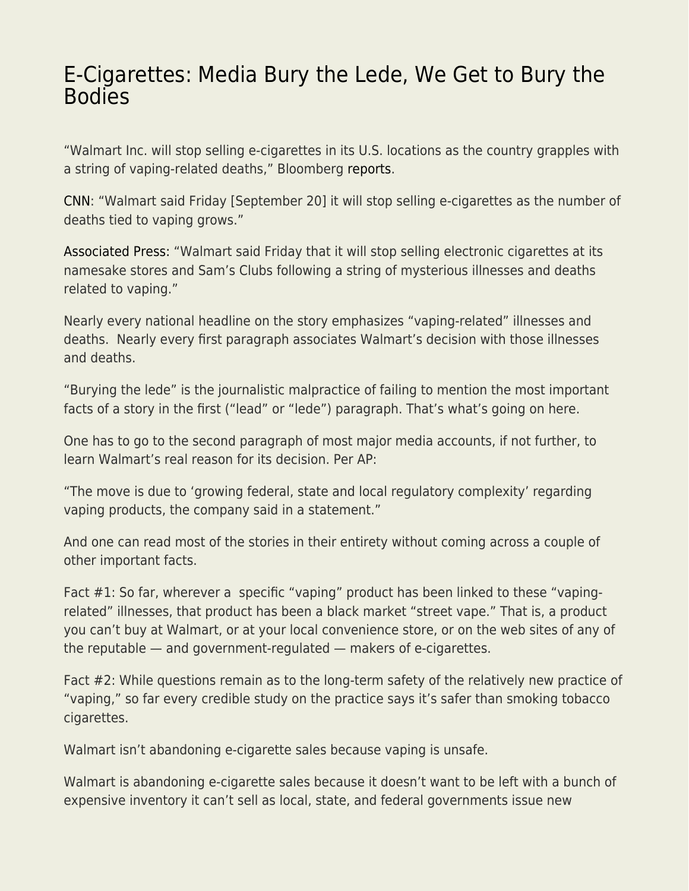# E-Cigarettes: Media Bury the Lede, We Get to Bury the Bodies

"Walmart Inc. will stop selling e-cigarettes in its U.S. locations as the country grapples with a string of vaping-related deaths," Bloomberg reports.

CNN: "Walmart said Friday [September 20] it will stop selling e-cigarettes as the number of deaths tied to vaping grows."

Associated Press: "Walmart said Friday that it will stop selling electronic cigarettes at its namesake stores and Sam's Clubs following a string of mysterious illnesses and deaths related to vaping."

Nearly every national headline on the story emphasizes "vaping-related" illnesses and deaths. Nearly every first paragraph associates Walmart's decision with those illnesses and deaths.

"Burying the lede" is the journalistic malpractice of failing to mention the most important facts of a story in the first ("lead" or "lede") paragraph. That's what's going on here.

One has to go to the second paragraph of most major media accounts, if not further, to learn Walmart's real reason for its decision. Per AP:

"The move is due to 'growing federal, state and local regulatory complexity' regarding vaping products, the company said in a statement."

And one can read most of the stories in their entirety without coming across a couple of other important facts.

Fact #1: So far, wherever a specific "vaping" product has been linked to these "vaping-related" illnesses, that product has been a black market "street vape." That is, a product you can't buy at Walmart, or at your local convenience store, or on the web sites of any of the reputable — and government-regulated — makers of e-cigarettes.

Fact #2: While questions remain as to the long-term safety of the relatively new practice of "vaping," so far every credible study on the practice says it's safer than smoking tobacco cigarettes.

Walmart isn't abandoning e-cigarette sales because vaping is unsafe.

Walmart is abandoning e-cigarette sales because it doesn't want to be left with a bunch of expensive inventory it can't sell as local, state, and federal governments issue new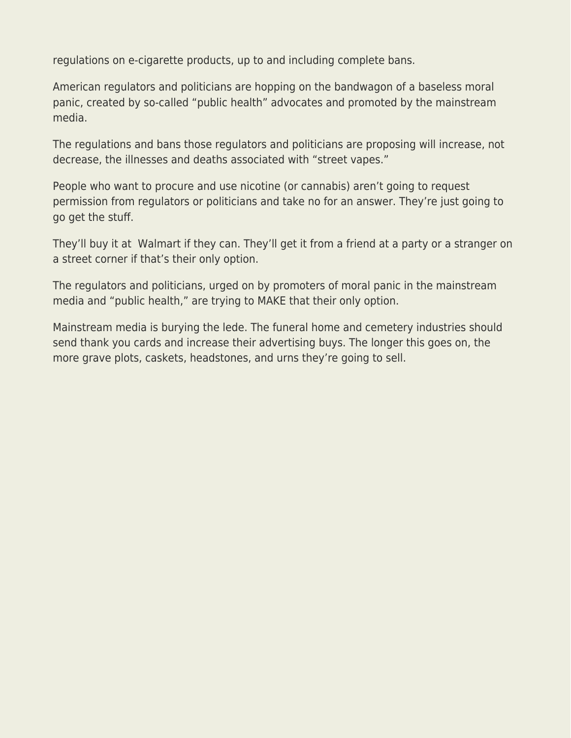regulations on e-cigarette products, up to and including complete bans.

American regulators and politicians are hopping on the bandwagon of a baseless moral panic, created by so-called “public health” advocates and promoted by the mainstream media.

The regulations and bans those regulators and politicians are proposing will increase, not decrease, the illnesses and deaths associated with “street vapes.”

People who want to procure and use nicotine (or cannabis) aren’t going to request permission from regulators or politicians and take no for an answer. They’re just going to go get the stuff.

They’ll buy it at Walmart if they can. They’ll get it from a friend at a party or a stranger on a street corner if that’s their only option.

The regulators and politicians, urged on by promoters of moral panic in the mainstream media and “public health,” are trying to MAKE that their only option.

Mainstream media is burying the lede. The funeral home and cemetery industries should send thank you cards and increase their advertising buys. The longer this goes on, the more grave plots, caskets, headstones, and urns they’re going to sell.